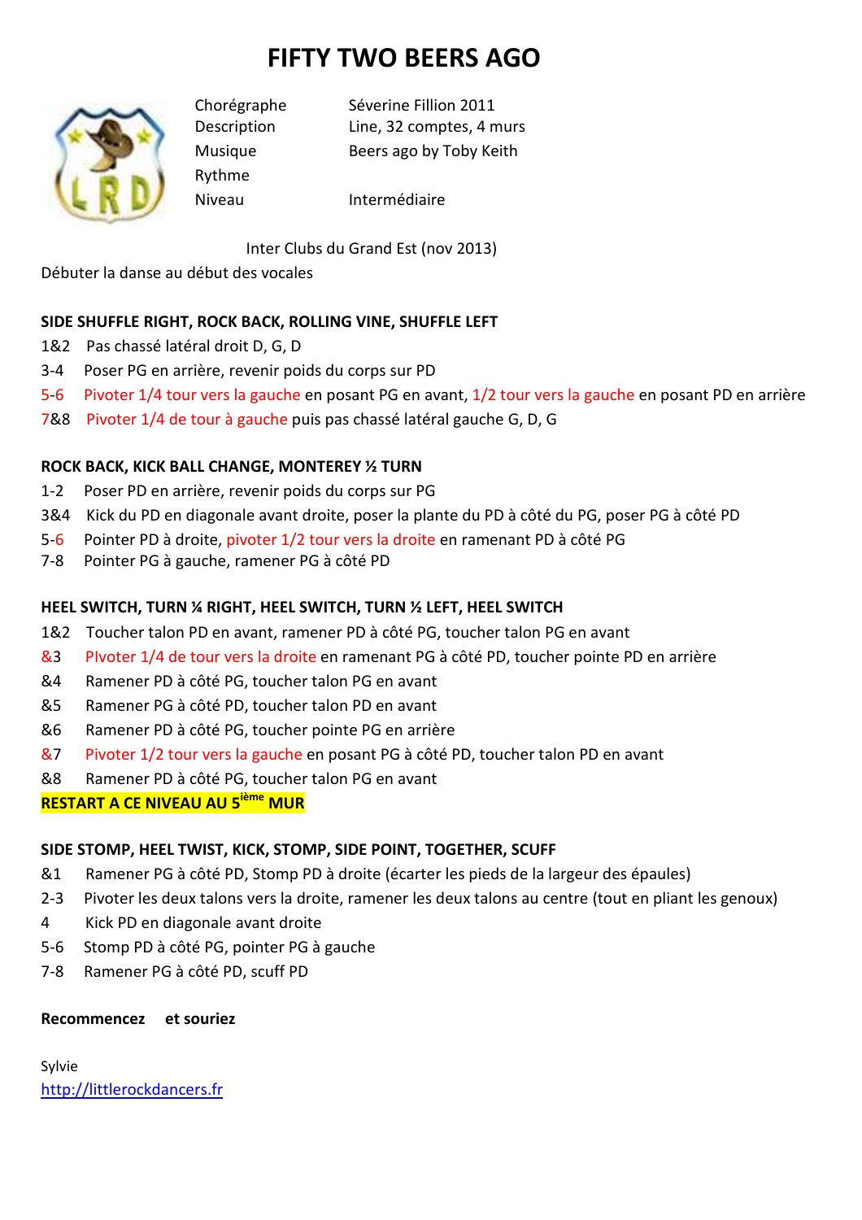# FIFTY TWO BEERS AGO

| | |
|---|---|
| Chorégraphe | Séverine Fillion 2011 |
| Description | Line, 32 comptes, 4 murs |
| Musique | Beers ago by Toby Keith |
| Rythme | |
| Niveau | Intermédiaire |

Inter Clubs du Grand Est (nov 2013)

Débuter la danse au début des vocales

**SIDE SHUFFLE RIGHT, ROCK BACK, ROLLING VINE, SHUFFLE LEFT**

1&2 Pas chassé latéral droit D, G, D
3-4 Poser PG en arrière, revenir poids du corps sur PD
5-6 Pivoter 1/4 tour vers la gauche en posant PG en avant, 1/2 tour vers la gauche en posant PD en arrière
7&8 Pivoter 1/4 de tour à gauche puis pas chassé latéral gauche G, D, G

**ROCK BACK, KICK BALL CHANGE, MONTEREY ½ TURN**

1-2 Poser PD en arrière, revenir poids du corps sur PG
3&4 Kick du PD en diagonale avant droite, poser la plante du PD à côté du PG, poser PG à côté PD
5-6 Pointer PD à droite, pivoter 1/2 tour vers la droite en ramenant PD à côté PG
7-8 Pointer PG à gauche, ramener PG à côté PD

**HEEL SWITCH, TURN ¼ RIGHT, HEEL SWITCH, TURN ½ LEFT, HEEL SWITCH**

1&2 Toucher talon PD en avant, ramener PD à côté PG, toucher talon PG en avant
&3 PIvoter 1/4 de tour vers la droite en ramenant PG à côté PD, toucher pointe PD en arrière
&4 Ramener PD à côté PG, toucher talon PG en avant
&5 Ramener PG à côté PD, toucher talon PD en avant
&6 Ramener PD à côté PG, toucher pointe PG en arrière
&7 Pivoter 1/2 tour vers la gauche en posant PG à côté PD, toucher talon PD en avant
&8 Ramener PD à côté PG, toucher talon PG en avant

**RESTART A CE NIVEAU AU 5ième MUR**

**SIDE STOMP, HEEL TWIST, KICK, STOMP, SIDE POINT, TOGETHER, SCUFF**

&1 Ramener PG à côté PD, Stomp PD à droite (écarter les pieds de la largeur des épaules)
2-3 Pivoter les deux talons vers la droite, ramener les deux talons au centre (tout en pliant les genoux)
4 Kick PD en diagonale avant droite
5-6 Stomp PD à côté PG, pointer PG à gauche
7-8 Ramener PG à côté PD, scuff PD

**Recommencez et souriez**

Sylvie
http://littlerockdancers.fr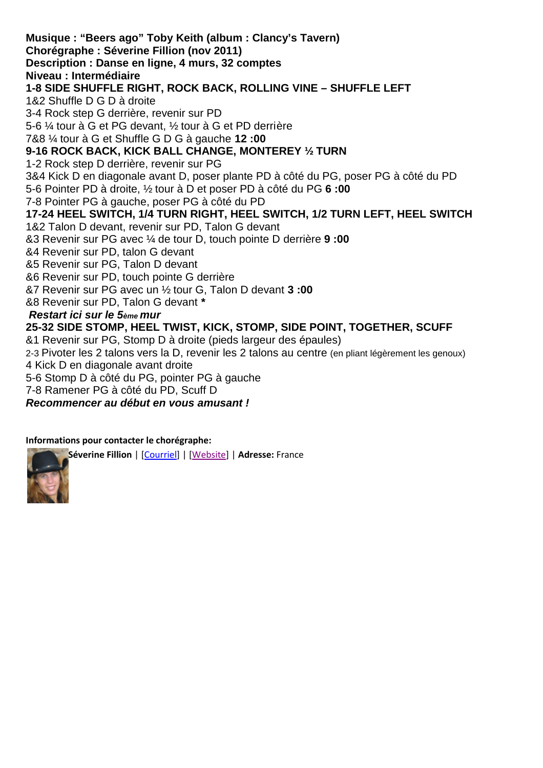**Musique : "Beers ago" Toby Keith (album : Clancy's Tavern)**
**Chorégraphe : Séverine Fillion (nov 2011)**
**Description : Danse en ligne, 4 murs, 32 comptes**
**Niveau : Intermédiaire**

**1-8 SIDE SHUFFLE RIGHT, ROCK BACK, ROLLING VINE – SHUFFLE LEFT**

1&2 Shuffle D G D à droite
3-4 Rock step G derrière, revenir sur PD
5-6 ¼ tour à G et PG devant, ½ tour à G et PD derrière
7&8 ¼ tour à G et Shuffle G D G à gauche **12 :00**

**9-16 ROCK BACK, KICK BALL CHANGE, MONTEREY ½ TURN**

1-2 Rock step D derrière, revenir sur PG
3&4 Kick D en diagonale avant D, poser plante PD à côté du PG, poser PG à côté du PD
5-6 Pointer PD à droite, ½ tour à D et poser PD à côté du PG **6 :00**
7-8 Pointer PG à gauche, poser PG à côté du PD

**17-24 HEEL SWITCH, 1/4 TURN RIGHT, HEEL SWITCH, 1/2 TURN LEFT, HEEL SWITCH**

1&2 Talon D devant, revenir sur PD, Talon G devant
&3 Revenir sur PG avec ¼ de tour D, touch pointe D derrière **9 :00**
&4 Revenir sur PD, talon G devant
&5 Revenir sur PG, Talon D devant
&6 Revenir sur PD, touch pointe G derrière
&7 Revenir sur PG avec un ½ tour G, Talon D devant **3 :00**
&8 Revenir sur PD, Talon G devant *****

***Restart ici sur le 5ème mur***

**25-32 SIDE STOMP, HEEL TWIST, KICK, STOMP, SIDE POINT, TOGETHER, SCUFF**

&1 Revenir sur PG, Stomp D à droite (pieds largeur des épaules)
2-3 Pivoter les 2 talons vers la D, revenir les 2 talons au centre (en pliant légèrement les genoux)
4 Kick D en diagonale avant droite
5-6 Stomp D à côté du PG, pointer PG à gauche
7-8 Ramener PG à côté du PD, Scuff D

***Recommencer au début en vous amusant !***

**Informations pour contacter le chorégraphe:**

**Séverine Fillion** | [Courriel] | [Website] | **Adresse:** France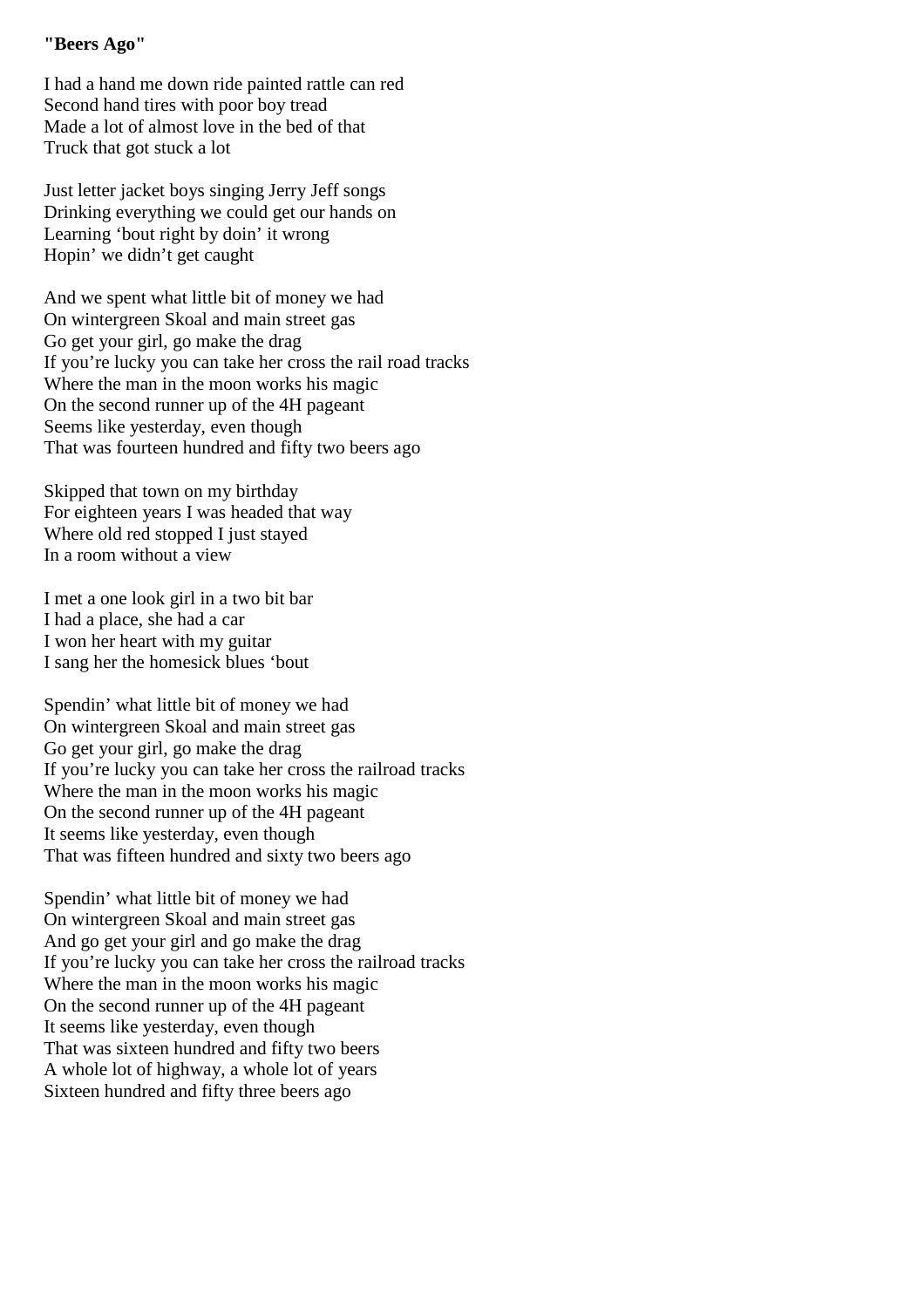**"Beers Ago"**

I had a hand me down ride painted rattle can red
Second hand tires with poor boy tread
Made a lot of almost love in the bed of that
Truck that got stuck a lot

Just letter jacket boys singing Jerry Jeff songs
Drinking everything we could get our hands on
Learning 'bout right by doin' it wrong
Hopin' we didn't get caught

And we spent what little bit of money we had
On wintergreen Skoal and main street gas
Go get your girl, go make the drag
If you're lucky you can take her cross the rail road tracks
Where the man in the moon works his magic
On the second runner up of the 4H pageant
Seems like yesterday, even though
That was fourteen hundred and fifty two beers ago

Skipped that town on my birthday
For eighteen years I was headed that way
Where old red stopped I just stayed
In a room without a view

I met a one look girl in a two bit bar
I had a place, she had a car
I won her heart with my guitar
I sang her the homesick blues 'bout

Spendin' what little bit of money we had
On wintergreen Skoal and main street gas
Go get your girl, go make the drag
If you're lucky you can take her cross the railroad tracks
Where the man in the moon works his magic
On the second runner up of the 4H pageant
It seems like yesterday, even though
That was fifteen hundred and sixty two beers ago

Spendin' what little bit of money we had
On wintergreen Skoal and main street gas
And go get your girl and go make the drag
If you're lucky you can take her cross the railroad tracks
Where the man in the moon works his magic
On the second runner up of the 4H pageant
It seems like yesterday, even though
That was sixteen hundred and fifty two beers
A whole lot of highway, a whole lot of years
Sixteen hundred and fifty three beers ago